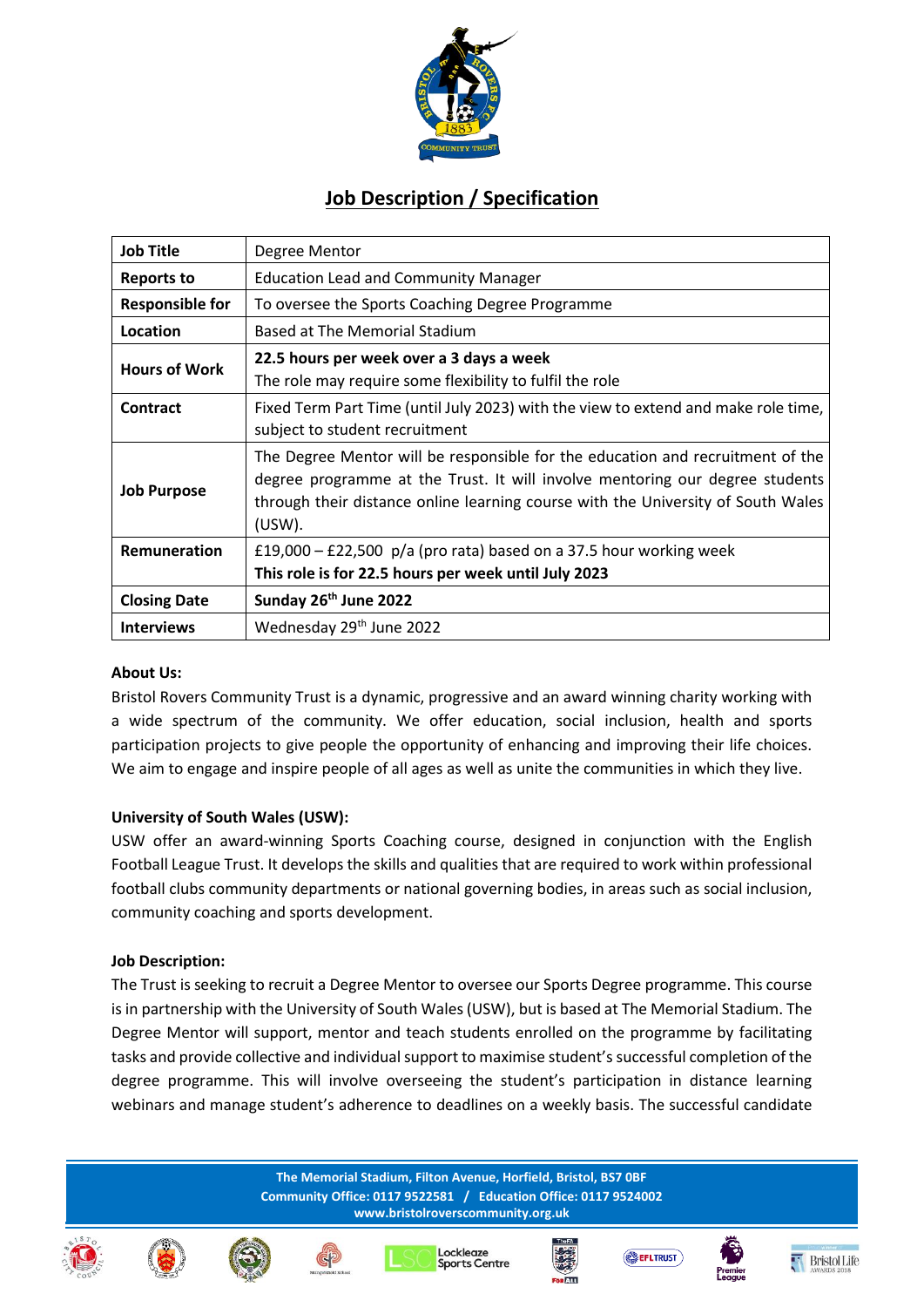# Job Description / Specification

| Job Title | Degree Mentor |
|---|---|
| Reports to | Education Lead and Community Manager |
| Responsible for | To oversee the Sports Coaching Degree Programme |
| Location | Based at The Memorial Stadium |
| Hours of Work | **22.5 hours per week over a 3 days a week** The role may require some flexibility to fulfil the role |
| Contract | Fixed Term Part Time (until July 2023) with the view to extend and make role time, subject to student recruitment |
| Job Purpose | The Degree Mentor will be responsible for the education and recruitment of the degree programme at the Trust. It will involve mentoring our degree students through their distance online learning course with the University of South Wales (USW). |
| Remuneration | £19,000 – £22,500 p/a (pro rata) based on a 37.5 hour working week **This role is for 22.5 hours per week until July 2023** |
| Closing Date | **Sunday 26th June 2022** |
| Interviews | Wednesday 29th June 2022 |

**About Us:**

Bristol Rovers Community Trust is a dynamic, progressive and an award winning charity working with a wide spectrum of the community. We offer education, social inclusion, health and sports participation projects to give people the opportunity of enhancing and improving their life choices. We aim to engage and inspire people of all ages as well as unite the communities in which they live.

**University of South Wales (USW):**

USW offer an award-winning Sports Coaching course, designed in conjunction with the English Football League Trust. It develops the skills and qualities that are required to work within professional football clubs community departments or national governing bodies, in areas such as social inclusion, community coaching and sports development.

**Job Description:**

The Trust is seeking to recruit a Degree Mentor to oversee our Sports Degree programme. This course is in partnership with the University of South Wales (USW), but is based at The Memorial Stadium. The Degree Mentor will support, mentor and teach students enrolled on the programme by facilitating tasks and provide collective and individual support to maximise student's successful completion of the degree programme. This will involve overseeing the student's participation in distance learning webinars and manage student's adherence to deadlines on a weekly basis. The successful candidate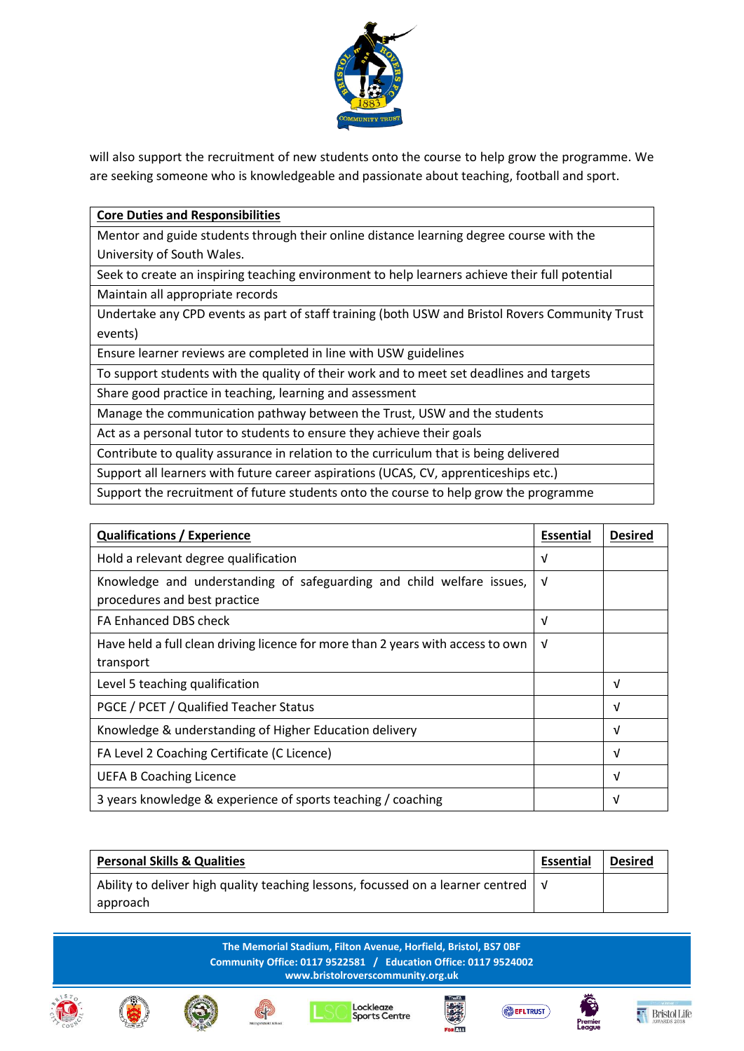will also support the recruitment of new students onto the course to help grow the programme. We are seeking someone who is knowledgeable and passionate about teaching, football and sport.

| **Core Duties and Responsibilities** |
|---|
| Mentor and guide students through their online distance learning degree course with the University of South Wales. |
| Seek to create an inspiring teaching environment to help learners achieve their full potential |
| Maintain all appropriate records |
| Undertake any CPD events as part of staff training (both USW and Bristol Rovers Community Trust events) |
| Ensure learner reviews are completed in line with USW guidelines |
| To support students with the quality of their work and to meet set deadlines and targets |
| Share good practice in teaching, learning and assessment |
| Manage the communication pathway between the Trust, USW and the students |
| Act as a personal tutor to students to ensure they achieve their goals |
| Contribute to quality assurance in relation to the curriculum that is being delivered |
| Support all learners with future career aspirations (UCAS, CV, apprenticeships etc.) |
| Support the recruitment of future students onto the course to help grow the programme |

| **Qualifications / Experience** | **Essential** | **Desired** |
|---|---|---|
| Hold a relevant degree qualification | √ | |
| Knowledge and understanding of safeguarding and child welfare issues, procedures and best practice | √ | |
| FA Enhanced DBS check | √ | |
| Have held a full clean driving licence for more than 2 years with access to own transport | √ | |
| Level 5 teaching qualification | | √ |
| PGCE / PCET / Qualified Teacher Status | | √ |
| Knowledge & understanding of Higher Education delivery | | √ |
| FA Level 2 Coaching Certificate (C Licence) | | √ |
| UEFA B Coaching Licence | | √ |
| 3 years knowledge & experience of sports teaching / coaching | | √ |

| **Personal Skills & Qualities** | **Essential** | **Desired** |
|---|---|---|
| Ability to deliver high quality teaching lessons, focussed on a learner centred approach | √ | |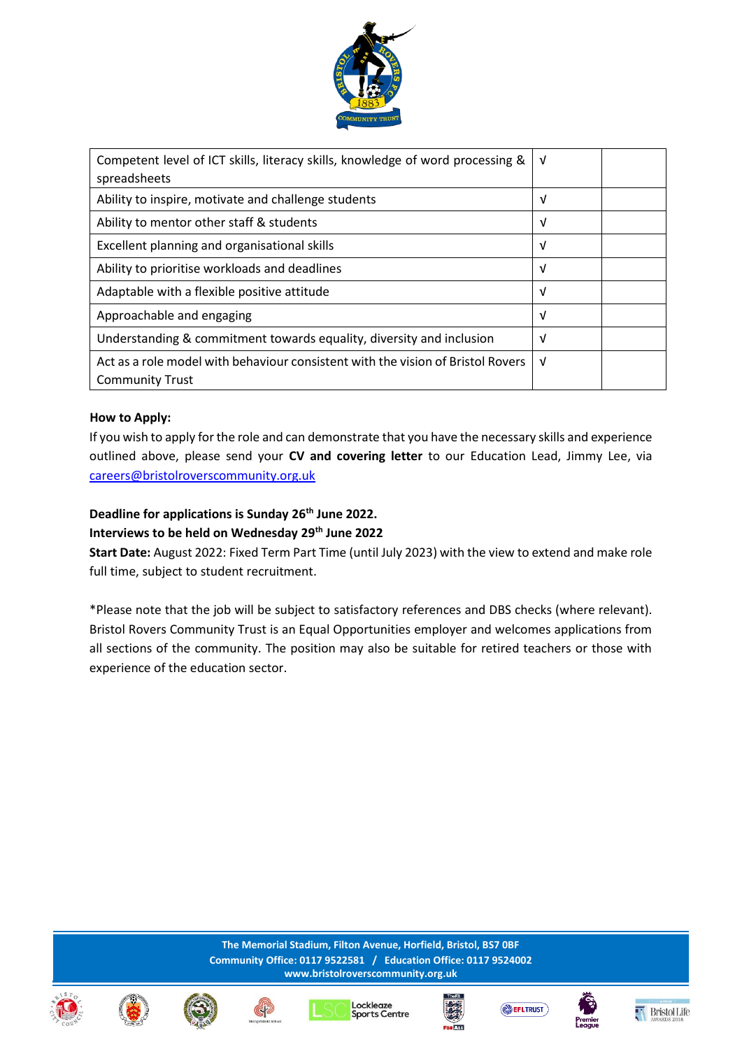| | | |
|---|---|---|
| Competent level of ICT skills, literacy skills, knowledge of word processing & spreadsheets | √ | |
| Ability to inspire, motivate and challenge students | √ | |
| Ability to mentor other staff & students | √ | |
| Excellent planning and organisational skills | √ | |
| Ability to prioritise workloads and deadlines | √ | |
| Adaptable with a flexible positive attitude | √ | |
| Approachable and engaging | √ | |
| Understanding & commitment towards equality, diversity and inclusion | √ | |
| Act as a role model with behaviour consistent with the vision of Bristol Rovers Community Trust | √ | |

**How to Apply:**

If you wish to apply for the role and can demonstrate that you have the necessary skills and experience outlined above, please send your **CV and covering letter** to our Education Lead, Jimmy Lee, via careers@bristolroverscommunity.org.uk

**Deadline for applications is Sunday 26th June 2022.**

**Interviews to be held on Wednesday 29th June 2022**

**Start Date:** August 2022: Fixed Term Part Time (until July 2023) with the view to extend and make role full time, subject to student recruitment.

*Please note that the job will be subject to satisfactory references and DBS checks (where relevant). Bristol Rovers Community Trust is an Equal Opportunities employer and welcomes applications from all sections of the community. The position may also be suitable for retired teachers or those with experience of the education sector.

**The Memorial Stadium, Filton Avenue, Horfield, Bristol, BS7 0BF**
**Community Office: 0117 9522581 / Education Office: 0117 9524002**
**www.bristolroverscommunity.org.uk**